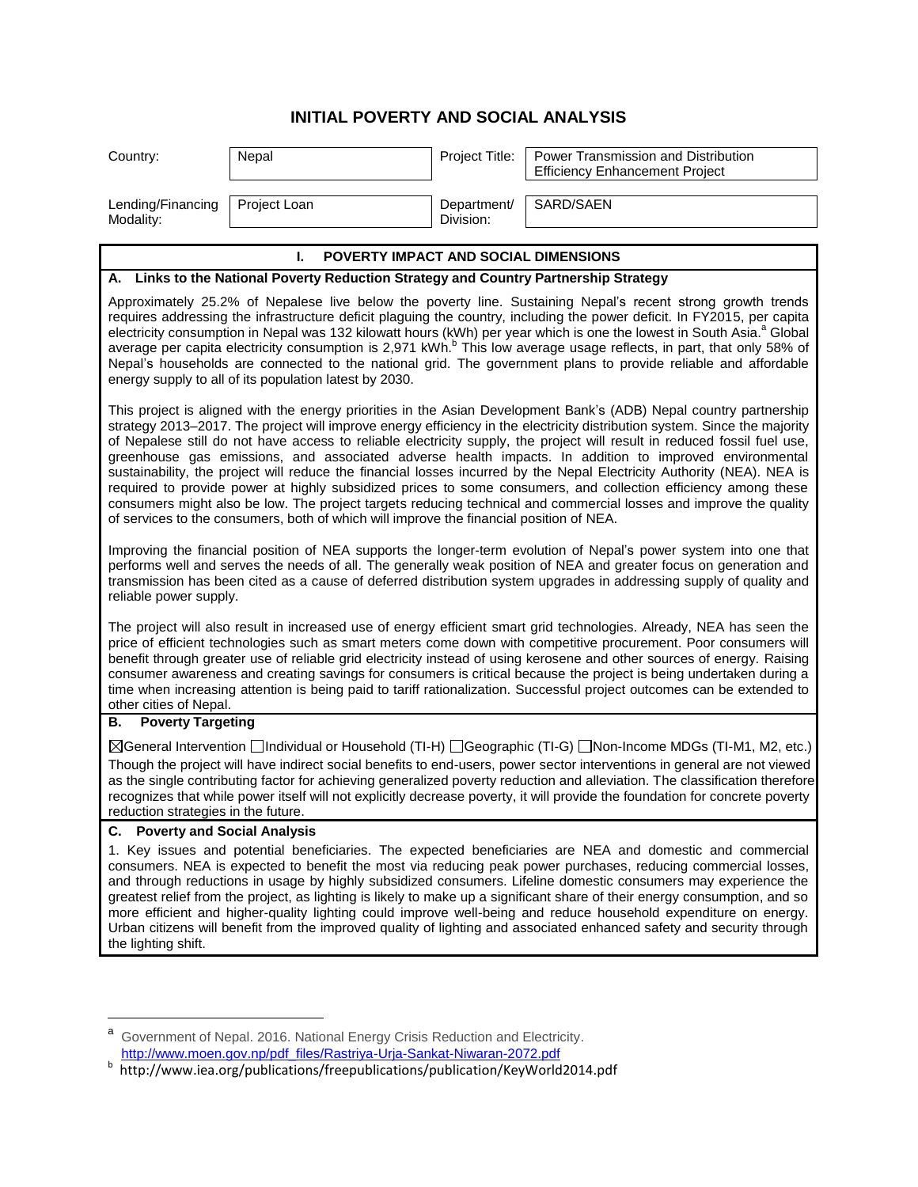# INITIAL POVERTY AND SOCIAL ANALYSIS

| Country: | Nepal | Project Title: | Power Transmission and Distribution Efficiency Enhancement Project |
|---|---|---|---|
| Lending/Financing Modality: | Project Loan | Department/ Division: | SARD/SAEN |

## I. POVERTY IMPACT AND SOCIAL DIMENSIONS

### A. Links to the National Poverty Reduction Strategy and Country Partnership Strategy

Approximately 25.2% of Nepalese live below the poverty line. Sustaining Nepal's recent strong growth trends requires addressing the infrastructure deficit plaguing the country, including the power deficit. In FY2015, per capita electricity consumption in Nepal was 132 kilowatt hours (kWh) per year which is one the lowest in South Asia.[a] Global average per capita electricity consumption is 2,971 kWh.[b] This low average usage reflects, in part, that only 58% of Nepal's households are connected to the national grid. The government plans to provide reliable and affordable energy supply to all of its population latest by 2030.

This project is aligned with the energy priorities in the Asian Development Bank's (ADB) Nepal country partnership strategy 2013–2017. The project will improve energy efficiency in the electricity distribution system. Since the majority of Nepalese still do not have access to reliable electricity supply, the project will result in reduced fossil fuel use, greenhouse gas emissions, and associated adverse health impacts. In addition to improved environmental sustainability, the project will reduce the financial losses incurred by the Nepal Electricity Authority (NEA). NEA is required to provide power at highly subsidized prices to some consumers, and collection efficiency among these consumers might also be low. The project targets reducing technical and commercial losses and improve the quality of services to the consumers, both of which will improve the financial position of NEA.

Improving the financial position of NEA supports the longer-term evolution of Nepal's power system into one that performs well and serves the needs of all. The generally weak position of NEA and greater focus on generation and transmission has been cited as a cause of deferred distribution system upgrades in addressing supply of quality and reliable power supply.

The project will also result in increased use of energy efficient smart grid technologies. Already, NEA has seen the price of efficient technologies such as smart meters come down with competitive procurement. Poor consumers will benefit through greater use of reliable grid electricity instead of using kerosene and other sources of energy. Raising consumer awareness and creating savings for consumers is critical because the project is being undertaken during a time when increasing attention is being paid to tariff rationalization. Successful project outcomes can be extended to other cities of Nepal.

### B. Poverty Targeting

☒General Intervention ☐Individual or Household (TI-H) ☐Geographic (TI-G) ☐Non-Income MDGs (TI-M1, M2, etc.)

Though the project will have indirect social benefits to end-users, power sector interventions in general are not viewed as the single contributing factor for achieving generalized poverty reduction and alleviation. The classification therefore recognizes that while power itself will not explicitly decrease poverty, it will provide the foundation for concrete poverty reduction strategies in the future.

### C. Poverty and Social Analysis

1. Key issues and potential beneficiaries. The expected beneficiaries are NEA and domestic and commercial consumers. NEA is expected to benefit the most via reducing peak power purchases, reducing commercial losses, and through reductions in usage by highly subsidized consumers. Lifeline domestic consumers may experience the greatest relief from the project, as lighting is likely to make up a significant share of their energy consumption, and so more efficient and higher-quality lighting could improve well-being and reduce household expenditure on energy. Urban citizens will benefit from the improved quality of lighting and associated enhanced safety and security through the lighting shift.

---

[a] Government of Nepal. 2016. National Energy Crisis Reduction and Electricity. http://www.moen.gov.np/pdf_files/Rastriya-Urja-Sankat-Niwaran-2072.pdf

[b] http://www.iea.org/publications/freepublications/publication/KeyWorld2014.pdf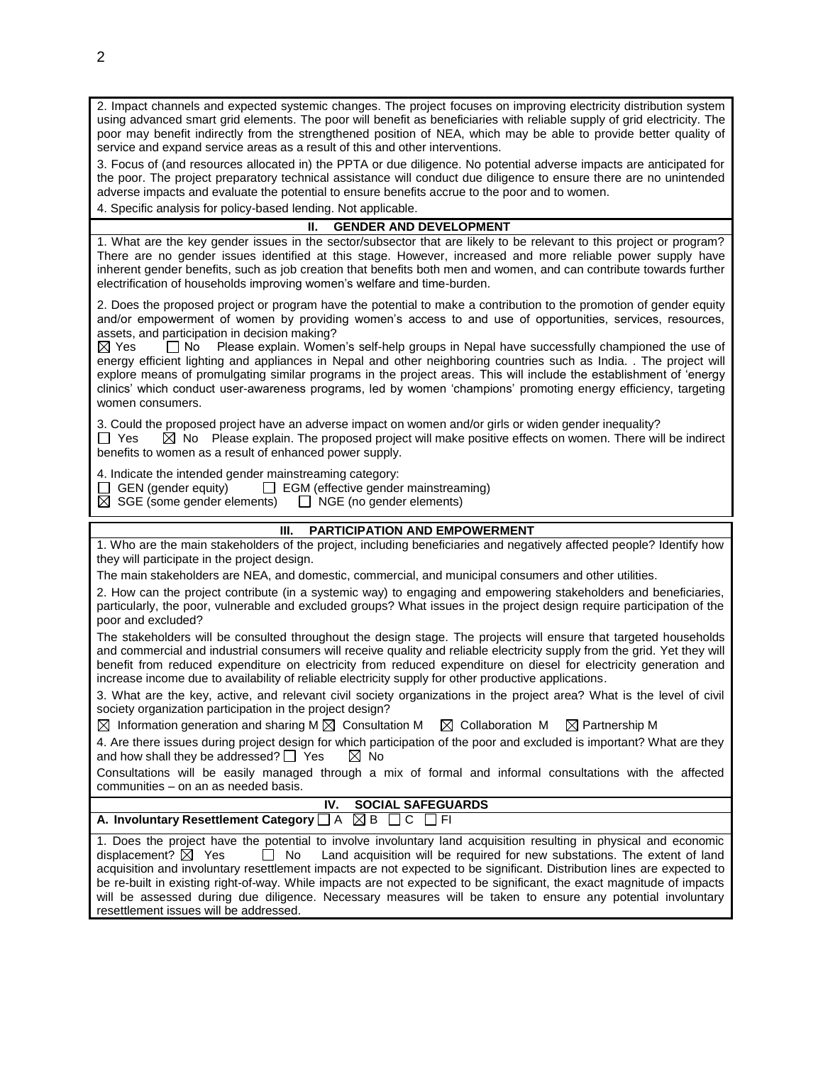2. Impact channels and expected systemic changes. The project focuses on improving electricity distribution system using advanced smart grid elements. The poor will benefit as beneficiaries with reliable supply of grid electricity. The poor may benefit indirectly from the strengthened position of NEA, which may be able to provide better quality of service and expand service areas as a result of this and other interventions.

3. Focus of (and resources allocated in) the PPTA or due diligence. No potential adverse impacts are anticipated for the poor. The project preparatory technical assistance will conduct due diligence to ensure there are no unintended adverse impacts and evaluate the potential to ensure benefits accrue to the poor and to women.

4. Specific analysis for policy-based lending. Not applicable.

## II. GENDER AND DEVELOPMENT

1. What are the key gender issues in the sector/subsector that are likely to be relevant to this project or program? There are no gender issues identified at this stage. However, increased and more reliable power supply have inherent gender benefits, such as job creation that benefits both men and women, and can contribute towards further electrification of households improving women's welfare and time-burden.

2. Does the proposed project or program have the potential to make a contribution to the promotion of gender equity and/or empowerment of women by providing women's access to and use of opportunities, services, resources, assets, and participation in decision making?
☒ Yes ☐ No Please explain. Women's self-help groups in Nepal have successfully championed the use of energy efficient lighting and appliances in Nepal and other neighboring countries such as India. . The project will explore means of promulgating similar programs in the project areas. This will include the establishment of 'energy clinics' which conduct user-awareness programs, led by women 'champions' promoting energy efficiency, targeting women consumers.

3. Could the proposed project have an adverse impact on women and/or girls or widen gender inequality?
☐ Yes ☒ No Please explain. The proposed project will make positive effects on women. There will be indirect benefits to women as a result of enhanced power supply.

4. Indicate the intended gender mainstreaming category:
☐ GEN (gender equity) ☐ EGM (effective gender mainstreaming)
☒ SGE (some gender elements) ☐ NGE (no gender elements)

## III. PARTICIPATION AND EMPOWERMENT

1. Who are the main stakeholders of the project, including beneficiaries and negatively affected people? Identify how they will participate in the project design.

The main stakeholders are NEA, and domestic, commercial, and municipal consumers and other utilities.

2. How can the project contribute (in a systemic way) to engaging and empowering stakeholders and beneficiaries, particularly, the poor, vulnerable and excluded groups? What issues in the project design require participation of the poor and excluded?

The stakeholders will be consulted throughout the design stage. The projects will ensure that targeted households and commercial and industrial consumers will receive quality and reliable electricity supply from the grid. Yet they will benefit from reduced expenditure on electricity from reduced expenditure on diesel for electricity generation and increase income due to availability of reliable electricity supply for other productive applications.

3. What are the key, active, and relevant civil society organizations in the project area? What is the level of civil society organization participation in the project design?

☒ Information generation and sharing M ☒ Consultation M ☒ Collaboration M ☒ Partnership M

4. Are there issues during project design for which participation of the poor and excluded is important? What are they and how shall they be addressed? ☐ Yes ☒ No

Consultations will be easily managed through a mix of formal and informal consultations with the affected communities – on an as needed basis.

## IV. SOCIAL SAFEGUARDS

**A. Involuntary Resettlement Category** ☐ A ☒ B ☐ C ☐ FI

1. Does the project have the potential to involve involuntary land acquisition resulting in physical and economic displacement? ☒ Yes ☐ No Land acquisition will be required for new substations. The extent of land acquisition and involuntary resettlement impacts are not expected to be significant. Distribution lines are expected to be re-built in existing right-of-way. While impacts are not expected to be significant, the exact magnitude of impacts will be assessed during due diligence. Necessary measures will be taken to ensure any potential involuntary resettlement issues will be addressed.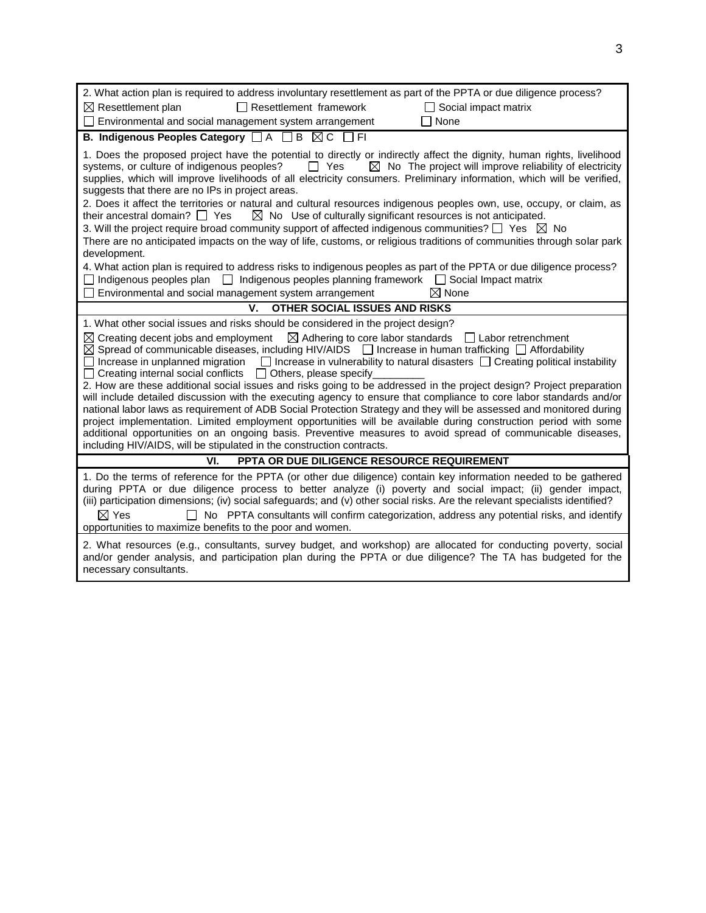2. What action plan is required to address involuntary resettlement as part of the PPTA or due diligence process?

☒ Resettlement plan ☐ Resettlement framework ☐ Social impact matrix
☐ Environmental and social management system arrangement ☐ None

**B. Indigenous Peoples Category** ☐ A ☐ B ☒ C ☐ FI

1. Does the proposed project have the potential to directly or indirectly affect the dignity, human rights, livelihood systems, or culture of indigenous peoples? ☐ Yes ☒ No The project will improve reliability of electricity supplies, which will improve livelihoods of all electricity consumers. Preliminary information, which will be verified, suggests that there are no IPs in project areas.

2. Does it affect the territories or natural and cultural resources indigenous peoples own, use, occupy, or claim, as their ancestral domain? ☐ Yes ☒ No Use of culturally significant resources is not anticipated.

3. Will the project require broad community support of affected indigenous communities? ☐ Yes ☒ No
There are no anticipated impacts on the way of life, customs, or religious traditions of communities through solar park development.

4. What action plan is required to address risks to indigenous peoples as part of the PPTA or due diligence process?
☐ Indigenous peoples plan ☐ Indigenous peoples planning framework ☐ Social Impact matrix
☐ Environmental and social management system arrangement ☒ None

## V. OTHER SOCIAL ISSUES AND RISKS

1. What other social issues and risks should be considered in the project design?

☒ Creating decent jobs and employment ☒ Adhering to core labor standards ☐ Labor retrenchment
☒ Spread of communicable diseases, including HIV/AIDS ☐ Increase in human trafficking ☐ Affordability
☐ Increase in unplanned migration ☐ Increase in vulnerability to natural disasters ☐ Creating political instability
☐ Creating internal social conflicts ☐ Others, please specify_________

2. How are these additional social issues and risks going to be addressed in the project design? Project preparation will include detailed discussion with the executing agency to ensure that compliance to core labor standards and/or national labor laws as requirement of ADB Social Protection Strategy and they will be assessed and monitored during project implementation. Limited employment opportunities will be available during construction period with some additional opportunities on an ongoing basis. Preventive measures to avoid spread of communicable diseases, including HIV/AIDS, will be stipulated in the construction contracts.

## VI. PPTA OR DUE DILIGENCE RESOURCE REQUIREMENT

1. Do the terms of reference for the PPTA (or other due diligence) contain key information needed to be gathered during PPTA or due diligence process to better analyze (i) poverty and social impact; (ii) gender impact, (iii) participation dimensions; (iv) social safeguards; and (v) other social risks. Are the relevant specialists identified?

☒ Yes ☐ No PPTA consultants will confirm categorization, address any potential risks, and identify opportunities to maximize benefits to the poor and women.

2. What resources (e.g., consultants, survey budget, and workshop) are allocated for conducting poverty, social and/or gender analysis, and participation plan during the PPTA or due diligence? The TA has budgeted for the necessary consultants.